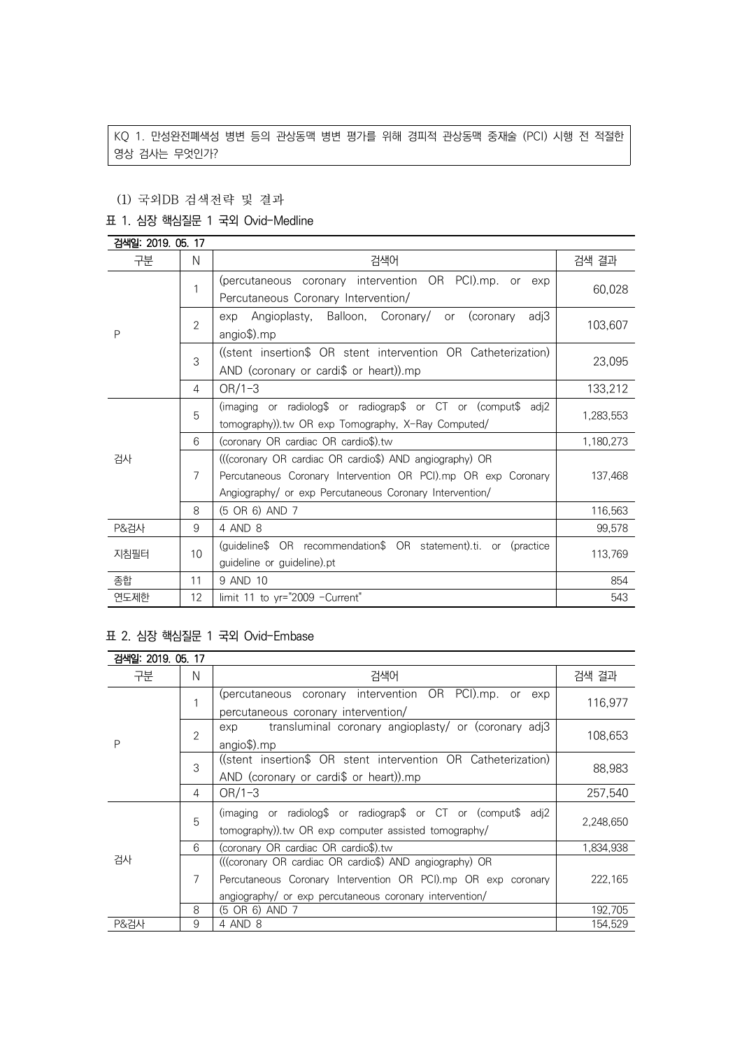KQ 1. 만성완전폐색성 병변 등의 관상동맥 병변 평가를 위해 경피적 관상동맥 중재술 (PCI) 시행 전 적절한 영상 검사는 무엇인가?

(1) 국외DB 검색전략 및 결과

표 1. 심장 핵심질문 1 국외 Ovid-Medline

검색일: 2019. 05. 17

| 구분 | N | 검색어 | 검색 결과 |
|---|---|---|---|
| P | 1 | (percutaneous coronary intervention OR PCI).mp. or exp Percutaneous Coronary Intervention/ | 60,028 |
| | 2 | exp Angioplasty, Balloon, Coronary/ or (coronary adj3 angio$).mp | 103,607 |
| | 3 | ((stent insertion$ OR stent intervention OR Catheterization) AND (coronary or cardi$ or heart)).mp | 23,095 |
| | 4 | OR/1-3 | 133,212 |
| 검사 | 5 | (imaging or radiolog$ or radiograp$ or CT or (comput$ adj2 tomography)).tw OR exp Tomography, X-Ray Computed/ | 1,283,553 |
| | 6 | (coronary OR cardiac OR cardio$).tw | 1,180,273 |
| | 7 | (((coronary OR cardiac OR cardio$) AND angiography) OR Percutaneous Coronary Intervention OR PCI).mp OR exp Coronary Angiography/ or exp Percutaneous Coronary Intervention/ | 137,468 |
| | 8 | (5 OR 6) AND 7 | 116,563 |
| P&검사 | 9 | 4 AND 8 | 99,578 |
| 지침필터 | 10 | (guideline$ OR recommendation$ OR statement).ti. or (practice guideline or guideline).pt | 113,769 |
| 종합 | 11 | 9 AND 10 | 854 |
| 연도제한 | 12 | limit 11 to yr="2009 -Current" | 543 |

표 2. 심장 핵심질문 1 국외 Ovid-Embase

검색일: 2019. 05. 17

| 구분 | N | 검색어 | 검색 결과 |
|---|---|---|---|
| P | 1 | (percutaneous coronary intervention OR PCI).mp. or exp percutaneous coronary intervention/ | 116,977 |
| | 2 | exp transluminal coronary angioplasty/ or (coronary adj3 angio$).mp | 108,653 |
| | 3 | ((stent insertion$ OR stent intervention OR Catheterization) AND (coronary or cardi$ or heart)).mp | 88,983 |
| | 4 | OR/1-3 | 257,540 |
| 검사 | 5 | (imaging or radiolog$ or radiograp$ or CT or (comput$ adj2 tomography)).tw OR exp computer assisted tomography/ | 2,248,650 |
| | 6 | (coronary OR cardiac OR cardio$).tw | 1,834,938 |
| | 7 | (((coronary OR cardiac OR cardio$) AND angiography) OR Percutaneous Coronary Intervention OR PCI).mp OR exp coronary angiography/ or exp percutaneous coronary intervention/ | 222,165 |
| | 8 | (5 OR 6) AND 7 | 192,705 |
| P&검사 | 9 | 4 AND 8 | 154,529 |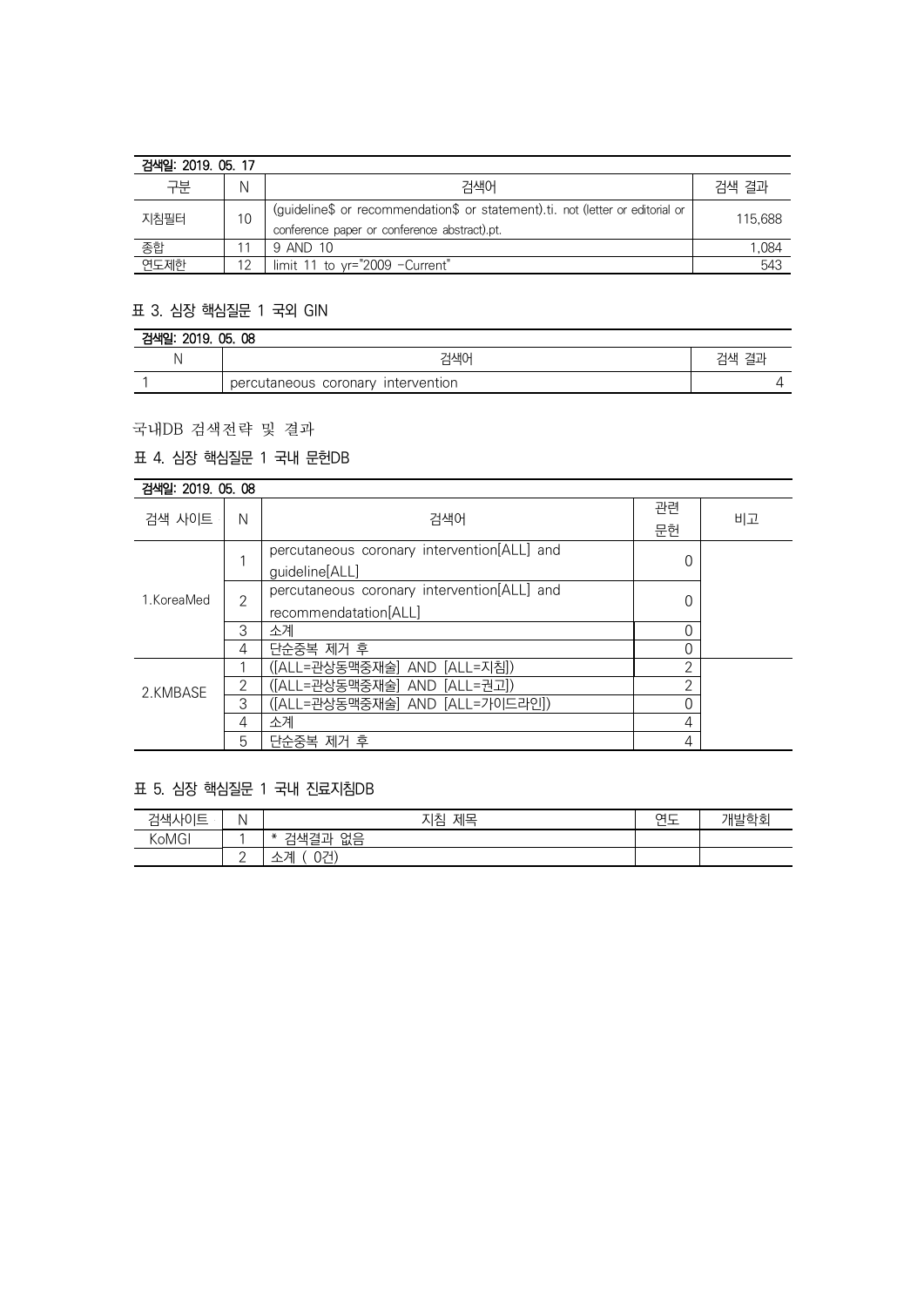검색일: 2019. 05. 17

| 구분 | N | 검색어 | 검색 결과 |
| --- | --- | --- | --- |
| 지침필터 | 10 | (guideline$ or recommendation$ or statement).ti. not (letter or editorial or conference paper or conference abstract).pt. | 115,688 |
| 종합 | 11 | 9 AND 10 | 1,084 |
| 연도제한 | 12 | limit 11 to yr="2009 -Current" | 543 |

### 표 3. 심장 핵심질문 1 국외 GIN

검색일: 2019. 05. 08

| N | 검색어 | 검색 결과 |
| --- | --- | --- |
| 1 | percutaneous coronary intervention | 4 |

## 국내DB 검색전략 및 결과

### 표 4. 심장 핵심질문 1 국내 문헌DB

검색일: 2019. 05. 08

| 검색 사이트 | N | 검색어 | 관련 문헌 | 비고 |
| --- | --- | --- | --- | --- |
| 1.KoreaMed | 1 | percutaneous coronary intervention[ALL] and guideline[ALL] | 0 | |
| | 2 | percutaneous coronary intervention[ALL] and recommendatation[ALL] | 0 | |
| | 3 | 소계 | 0 | |
| | 4 | 단순중복 제거 후 | 0 | |
| 2.KMBASE | 1 | ([ALL=관상동맥중재술] AND [ALL=지침]) | 2 | |
| | 2 | ([ALL=관상동맥중재술] AND [ALL=권고]) | 2 | |
| | 3 | ([ALL=관상동맥중재술] AND [ALL=가이드라인]) | 0 | |
| | 4 | 소계 | 4 | |
| | 5 | 단순중복 제거 후 | 4 | |

### 표 5. 심장 핵심질문 1 국내 진료지침DB

| 검색사이트 | N | 지침 제목 | 연도 | 개발학회 |
| --- | --- | --- | --- | --- |
| KoMGI | 1 | * 검색결과 없음 | | |
| | 2 | 소계 ( 0건) | | |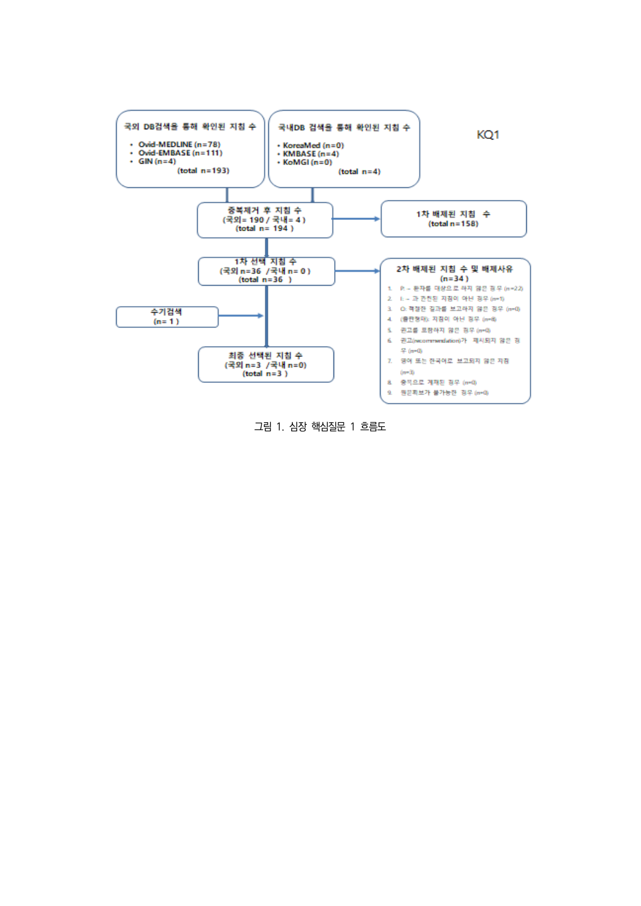국외 DB검색을 통해 확인된 지침 수

- Ovid-MEDLINE (n=78)
- Ovid-EMBASE (n=111)
- GIN (n=4)

(total n=193)

국내DB 검색을 통해 확인된 지침 수

- KoreaMed (n=0)
- KMBASE (n=4)
- KoMGI (n=0)

(total n=4)

KQ1

중복제거 후 지침 수
(국외= 190 / 국내= 4 )
(total n= 194 )

1차 배제된 지침 수
(total n=158)

1차 선택 지침 수
(국외 n=36 /국내 n= 0 )
(total n=36 )

2차 배제된 지침 수 및 배제사유
(n=34 )

1. P: - 환자를 대상으로 하지 않은 경우 (n=22)
2. I: - 과 관련된 지침이 아닌 경우 (n=1)
3. O: 적절한 결과를 보고하지 않은 경우 (n=0)
4. (출판형태): 지침이 아닌 경우 (n=8)
5. 권고를 포함하지 않은 경우 (n=0)
6. 권고(recommendation)가 제시되지 않은 경우 (n=0)
7. 영어 또는 한국어로 보고되지 않은 지침 (n=3)
8. 중복으로 게재된 경우 (n=0)
9. 원문확보가 불가능한 경우 (n=0)

수기검색
(n= 1 )

최종 선택된 지침 수
(국외 n=3 /국내 n=0)
(total n=3 )

그림 1. 심장 핵심질문 1 흐름도